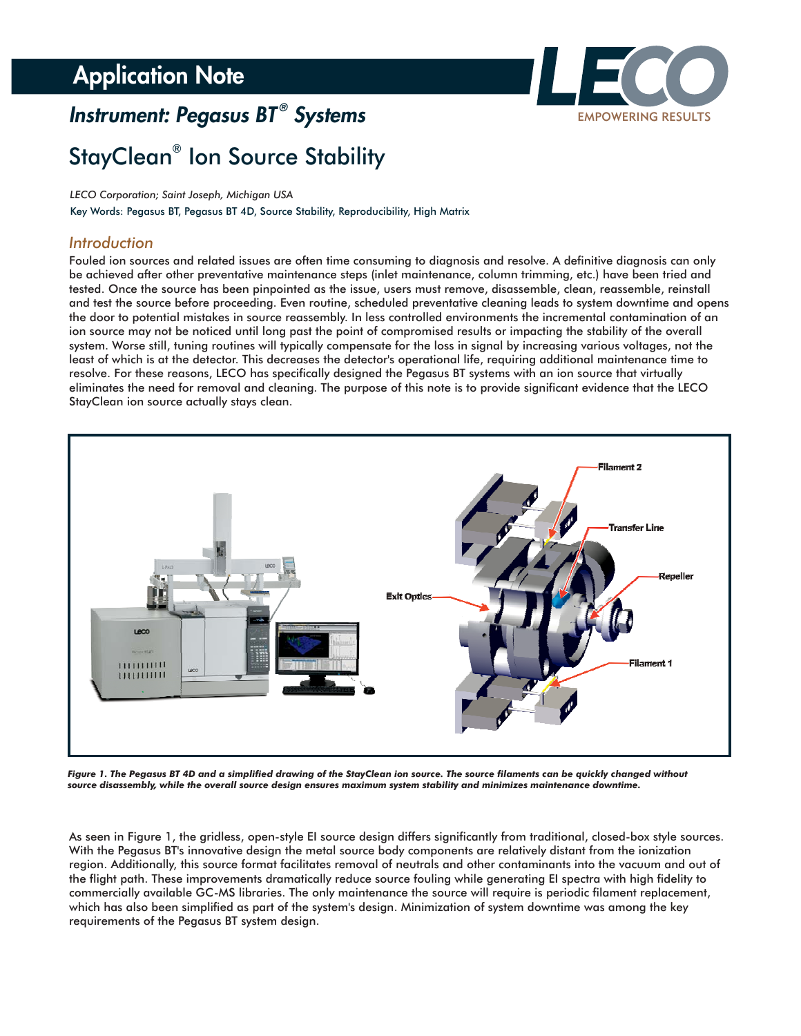# Application Note

## *Instrument: Pegasus BT® Systems*

# StayClean® Ion Source Stability

*LECO Corporation; Saint Joseph, Michigan USA*

Key Words: Pegasus BT, Pegasus BT 4D, Source Stability, Reproducibility, High Matrix

## *Introduction*

Fouled ion sources and related issues are often time consuming to diagnosis and resolve. A definitive diagnosis can only be achieved after other preventative maintenance steps (inlet maintenance, column trimming, etc.) have been tried and tested. Once the source has been pinpointed as the issue, users must remove, disassemble, clean, reassemble, reinstall and test the source before proceeding. Even routine, scheduled preventative cleaning leads to system downtime and opens the door to potential mistakes in source reassembly. In less controlled environments the incremental contamination of an ion source may not be noticed until long past the point of compromised results or impacting the stability of the overall system. Worse still, tuning routines will typically compensate for the loss in signal by increasing various voltages, not the least of which is at the detector. This decreases the detector's operational life, requiring additional maintenance time to resolve. For these reasons, LECO has specifically designed the Pegasus BT systems with an ion source that virtually eliminates the need for removal and cleaning. The purpose of this note is to provide significant evidence that the LECO StayClean ion source actually stays clean.

***Figure 1. The Pegasus BT 4D and a simplified drawing of the StayClean ion source. The source filaments can be quickly changed without source disassembly, while the overall source design ensures maximum system stability and minimizes maintenance downtime.***

As seen in Figure 1, the gridless, open-style EI source design differs significantly from traditional, closed-box style sources. With the Pegasus BT's innovative design the metal source body components are relatively distant from the ionization region. Additionally, this source format facilitates removal of neutrals and other contaminants into the vacuum and out of the flight path. These improvements dramatically reduce source fouling while generating EI spectra with high fidelity to commercially available GC-MS libraries. The only maintenance the source will require is periodic filament replacement, which has also been simplified as part of the system's design. Minimization of system downtime was among the key requirements of the Pegasus BT system design.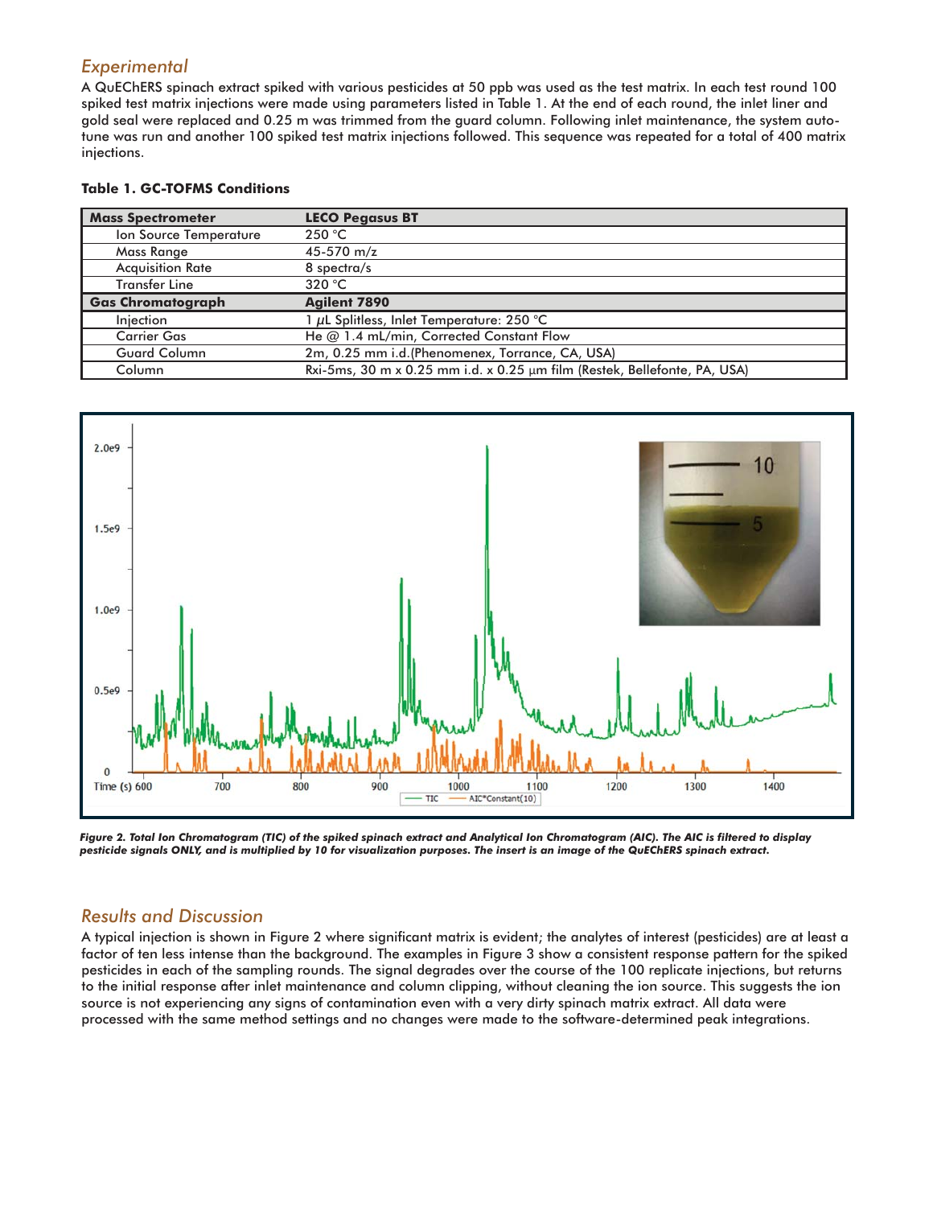## Experimental

A QuEChERS spinach extract spiked with various pesticides at 50 ppb was used as the test matrix. In each test round 100 spiked test matrix injections were made using parameters listed in Table 1. At the end of each round, the inlet liner and gold seal were replaced and 0.25 m was trimmed from the guard column. Following inlet maintenance, the system auto-tune was run and another 100 spiked test matrix injections followed. This sequence was repeated for a total of 400 matrix injections.

**Table 1. GC-TOFMS Conditions**

| **Mass Spectrometer** | **LECO Pegasus BT** |
|---|---|
| Ion Source Temperature | 250 °C |
| Mass Range | 45-570 m/z |
| Acquisition Rate | 8 spectra/s |
| Transfer Line | 320 °C |
| **Gas Chromatograph** | **Agilent 7890** |
| Injection | 1 μL Splitless, Inlet Temperature: 250 °C |
| Carrier Gas | He @ 1.4 mL/min, Corrected Constant Flow |
| Guard Column | 2m, 0.25 mm i.d.(Phenomenex, Torrance, CA, USA) |
| Column | Rxi-5ms, 30 m x 0.25 mm i.d. x 0.25 μm film (Restek, Bellefonte, PA, USA) |

*Figure 2. Total Ion Chromatogram (TIC) of the spiked spinach extract and Analytical Ion Chromatogram (AIC). The AIC is filtered to display pesticide signals ONLY, and is multiplied by 10 for visualization purposes. The insert is an image of the QuEChERS spinach extract.*

## Results and Discussion

A typical injection is shown in Figure 2 where significant matrix is evident; the analytes of interest (pesticides) are at least a factor of ten less intense than the background. The examples in Figure 3 show a consistent response pattern for the spiked pesticides in each of the sampling rounds. The signal degrades over the course of the 100 replicate injections, but returns to the initial response after inlet maintenance and column clipping, without cleaning the ion source. This suggests the ion source is not experiencing any signs of contamination even with a very dirty spinach matrix extract. All data were processed with the same method settings and no changes were made to the software-determined peak integrations.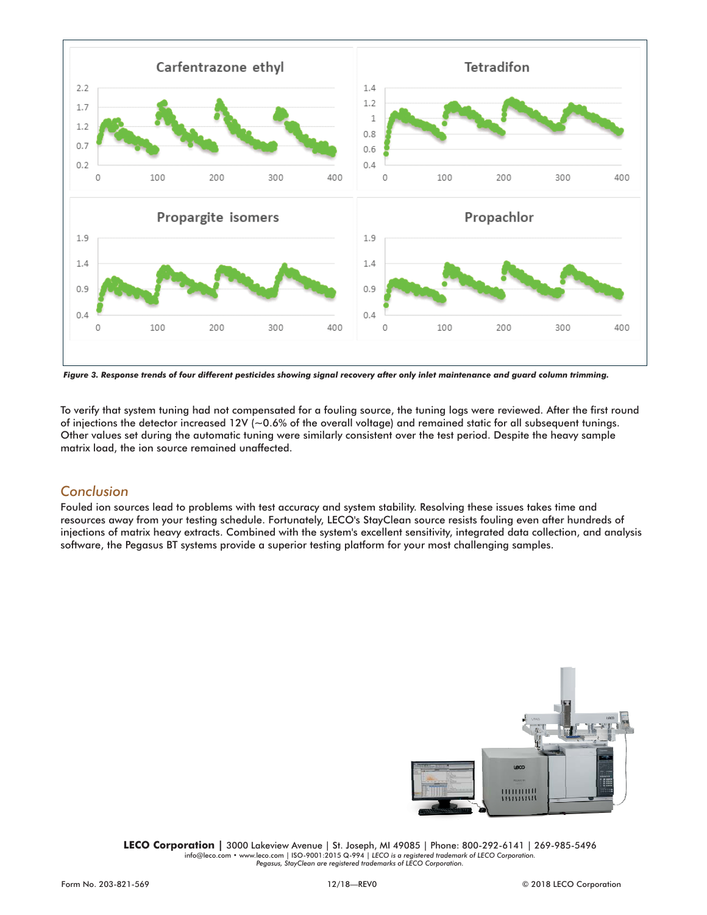Carfentrazone ethyl

2.2
1.7
1.2
0.7
0.2
0 100 200 300 400

Tetradifon

1.4
1.2
1
0.8
0.6
0.4
0 100 200 300 400

Propargite isomers

1.9
1.4
0.9
0.4
0 100 200 300 400

Propachlor

1.9
1.4
0.9
0.4
0 100 200 300 400

*Figure 3. Response trends of four different pesticides showing signal recovery after only inlet maintenance and guard column trimming.*

To verify that system tuning had not compensated for a fouling source, the tuning logs were reviewed. After the first round of injections the detector increased 12V (~0.6% of the overall voltage) and remained static for all subsequent tunings. Other values set during the automatic tuning were similarly consistent over the test period. Despite the heavy sample matrix load, the ion source remained unaffected.

## Conclusion

Fouled ion sources lead to problems with test accuracy and system stability. Resolving these issues takes time and resources away from your testing schedule. Fortunately, LECO's StayClean source resists fouling even after hundreds of injections of matrix heavy extracts. Combined with the system's excellent sensitivity, integrated data collection, and analysis software, the Pegasus BT systems provide a superior testing platform for your most challenging samples.

**LECO Corporation** | 3000 Lakeview Avenue | St. Joseph, MI 49085 | Phone: 800-292-6141 | 269-985-5496
info@leco.com • www.leco.com | ISO-9001:2015 Q-994 | *LECO is a registered trademark of LECO Corporation.*
*Pegasus, StayClean are registered trademarks of LECO Corporation.*

Form No. 203-821-569 12/18—REV0 © 2018 LECO Corporation